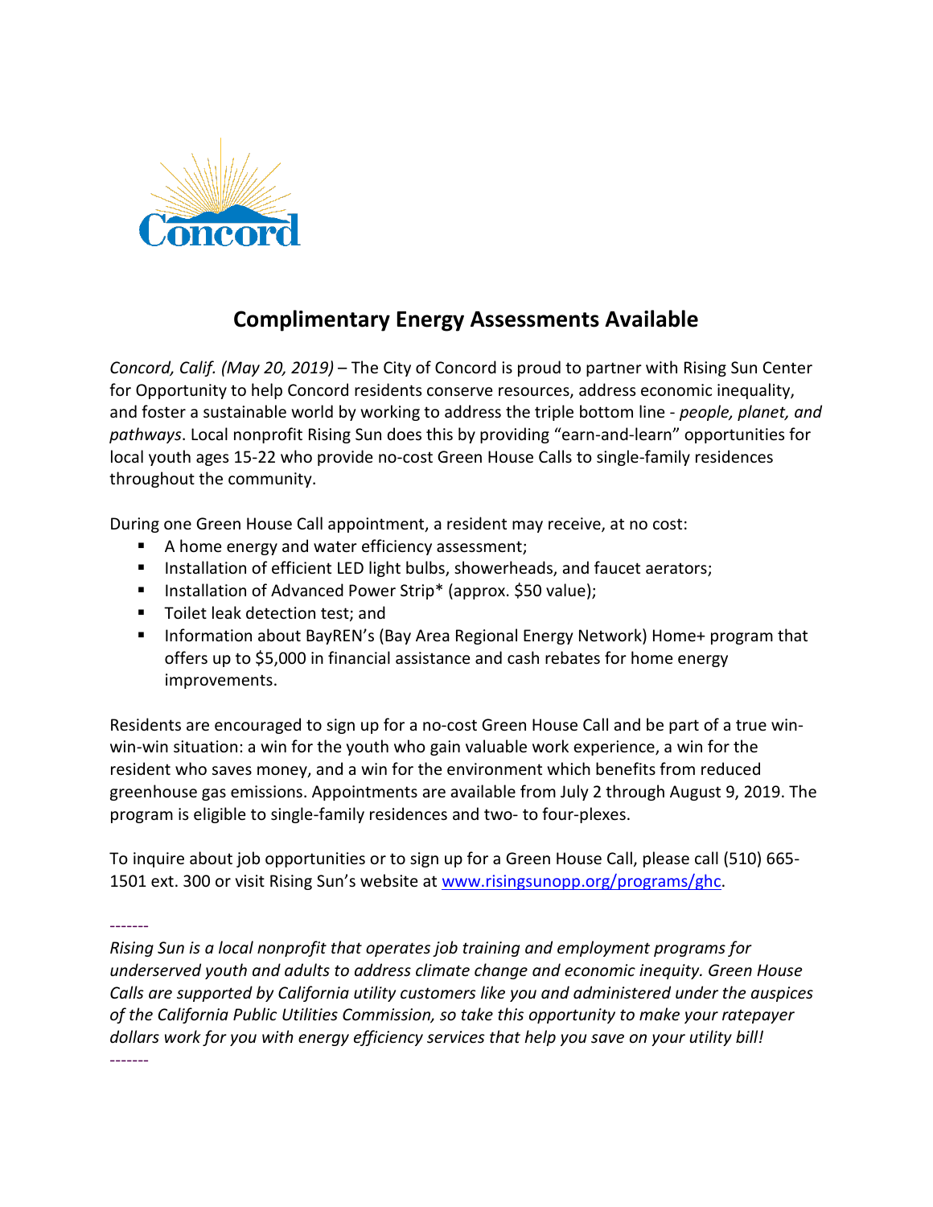Concord

# Complimentary Energy Assessments Available

*Concord, Calif. (May 20, 2019)* – The City of Concord is proud to partner with Rising Sun Center for Opportunity to help Concord residents conserve resources, address economic inequality, and foster a sustainable world by working to address the triple bottom line - *people, planet, and pathways*. Local nonprofit Rising Sun does this by providing "earn-and-learn" opportunities for local youth ages 15-22 who provide no-cost Green House Calls to single-family residences throughout the community.

During one Green House Call appointment, a resident may receive, at no cost:

- A home energy and water efficiency assessment;
- Installation of efficient LED light bulbs, showerheads, and faucet aerators;
- Installation of Advanced Power Strip* (approx. $50 value);
- Toilet leak detection test; and
- Information about BayREN's (Bay Area Regional Energy Network) Home+ program that offers up to $5,000 in financial assistance and cash rebates for home energy improvements.

Residents are encouraged to sign up for a no-cost Green House Call and be part of a true win-win-win situation: a win for the youth who gain valuable work experience, a win for the resident who saves money, and a win for the environment which benefits from reduced greenhouse gas emissions. Appointments are available from July 2 through August 9, 2019. The program is eligible to single-family residences and two- to four-plexes.

To inquire about job opportunities or to sign up for a Green House Call, please call (510) 665-1501 ext. 300 or visit Rising Sun's website at [www.risingsunopp.org/programs/ghc](www.risingsunopp.org/programs/ghc).

-------

*Rising Sun is a local nonprofit that operates job training and employment programs for underserved youth and adults to address climate change and economic inequity. Green House Calls are supported by California utility customers like you and administered under the auspices of the California Public Utilities Commission, so take this opportunity to make your ratepayer dollars work for you with energy efficiency services that help you save on your utility bill!*

-------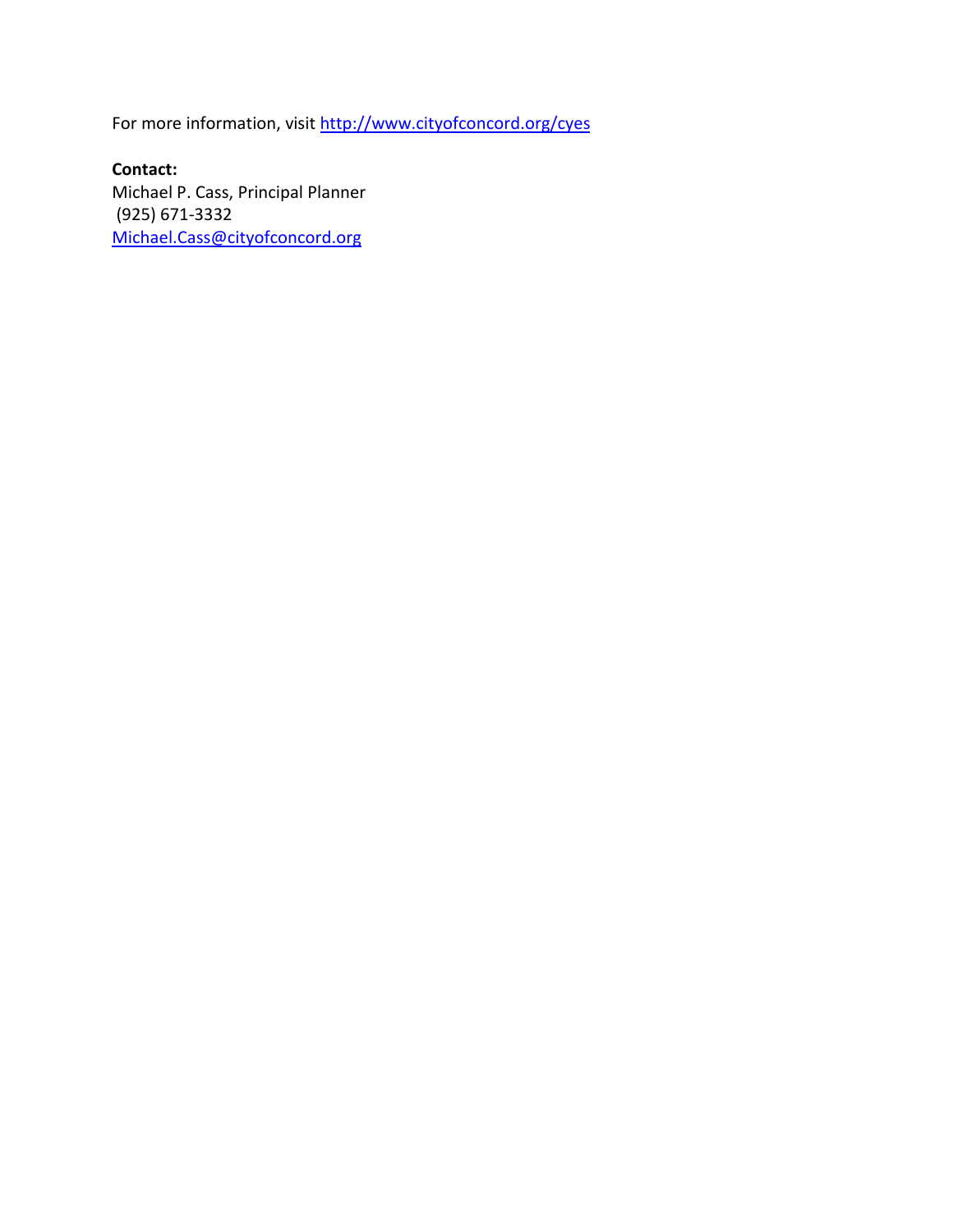For more information, visit http://www.cityofconcord.org/cyes

**Contact:**
Michael P. Cass, Principal Planner
(925) 671-3332
Michael.Cass@cityofconcord.org